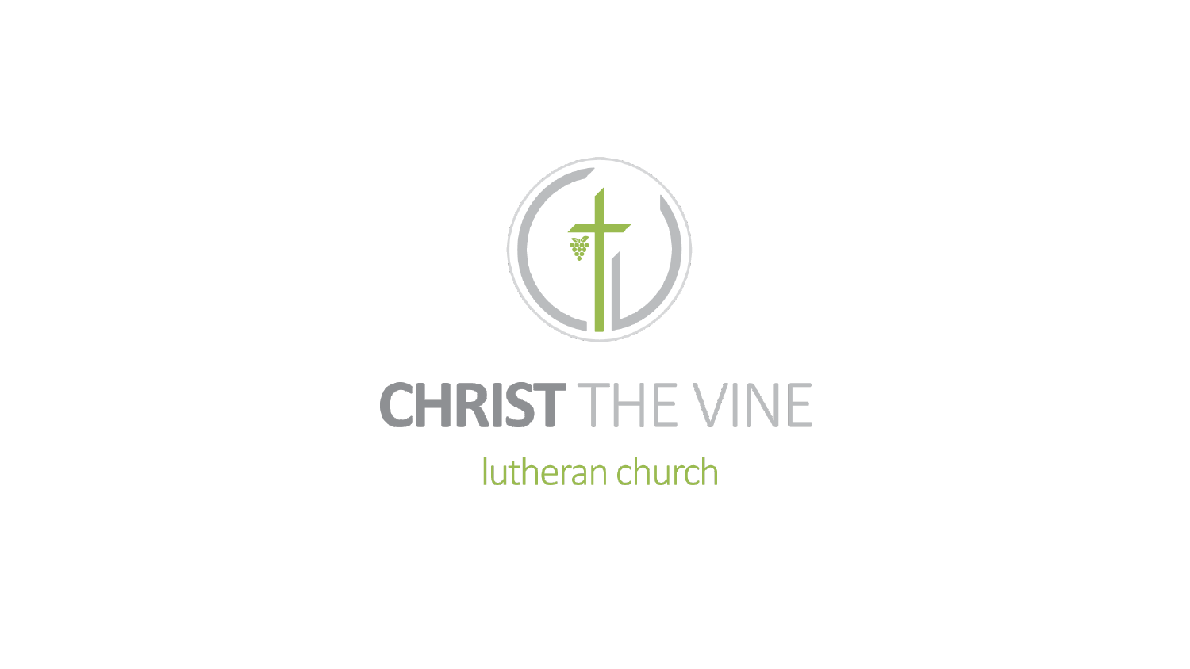# CHRIST THE VINE

lutheran church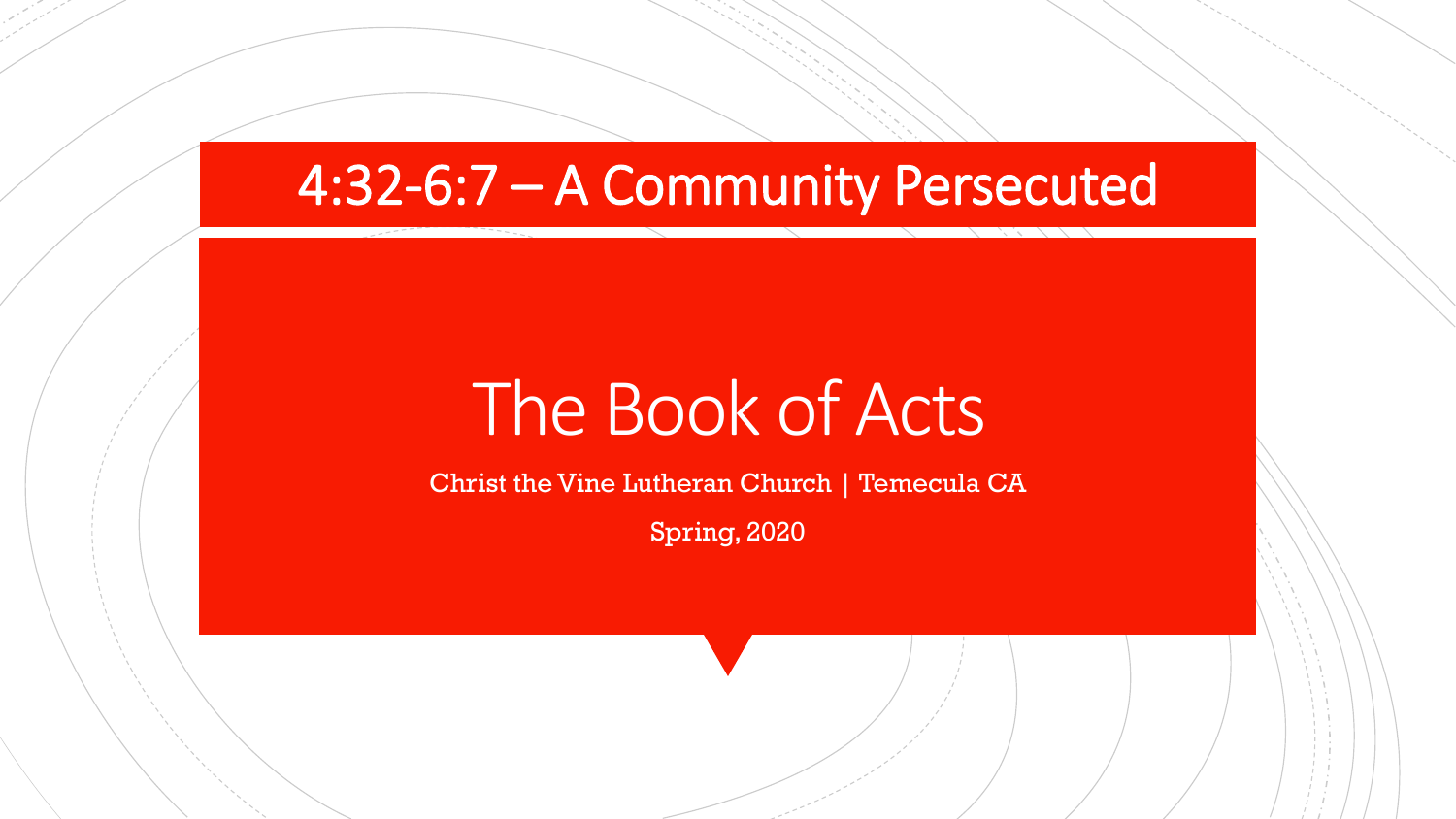# 4:32-6:7 – A Community Persecuted

## The Book of Acts

Christ the Vine Lutheran Church | Temecula CA

Spring, 2020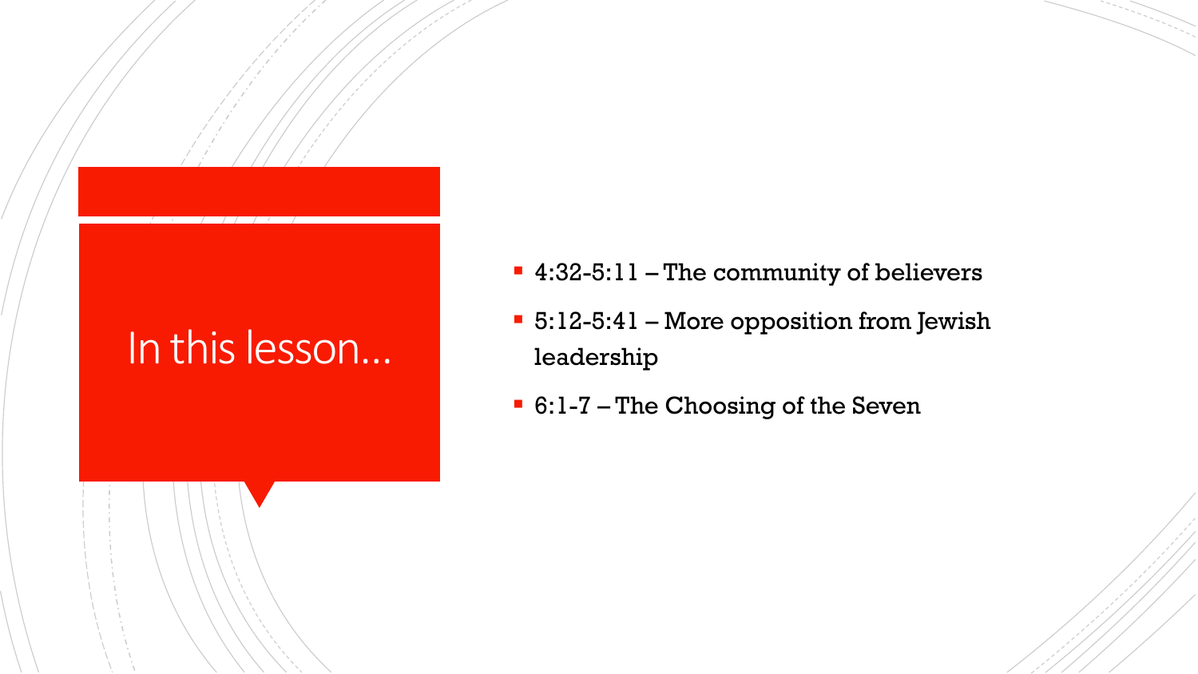# In this lesson…

- 4:32-5:11 – The community of believers
- 5:12-5:41 – More opposition from Jewish leadership
- 6:1-7 – The Choosing of the Seven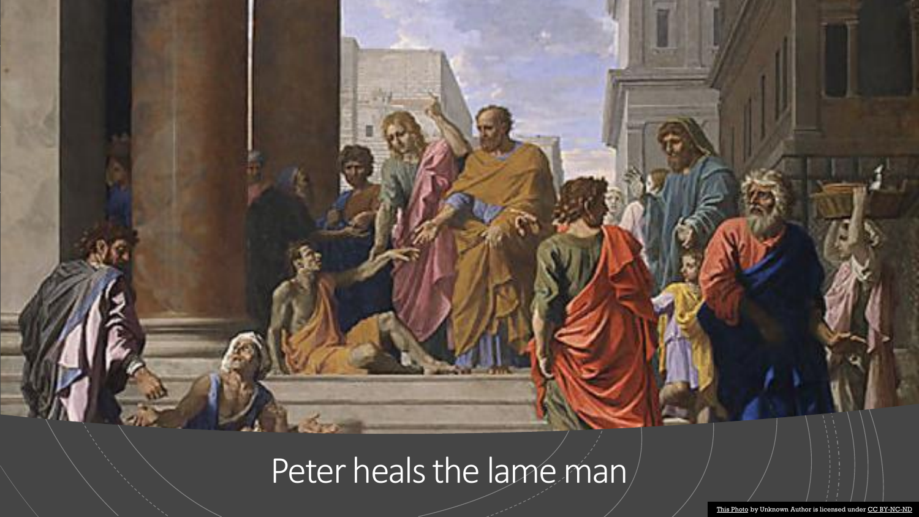# Peter heals the lame man

This Photo by Unknown Author is licensed under CC BY-NC-ND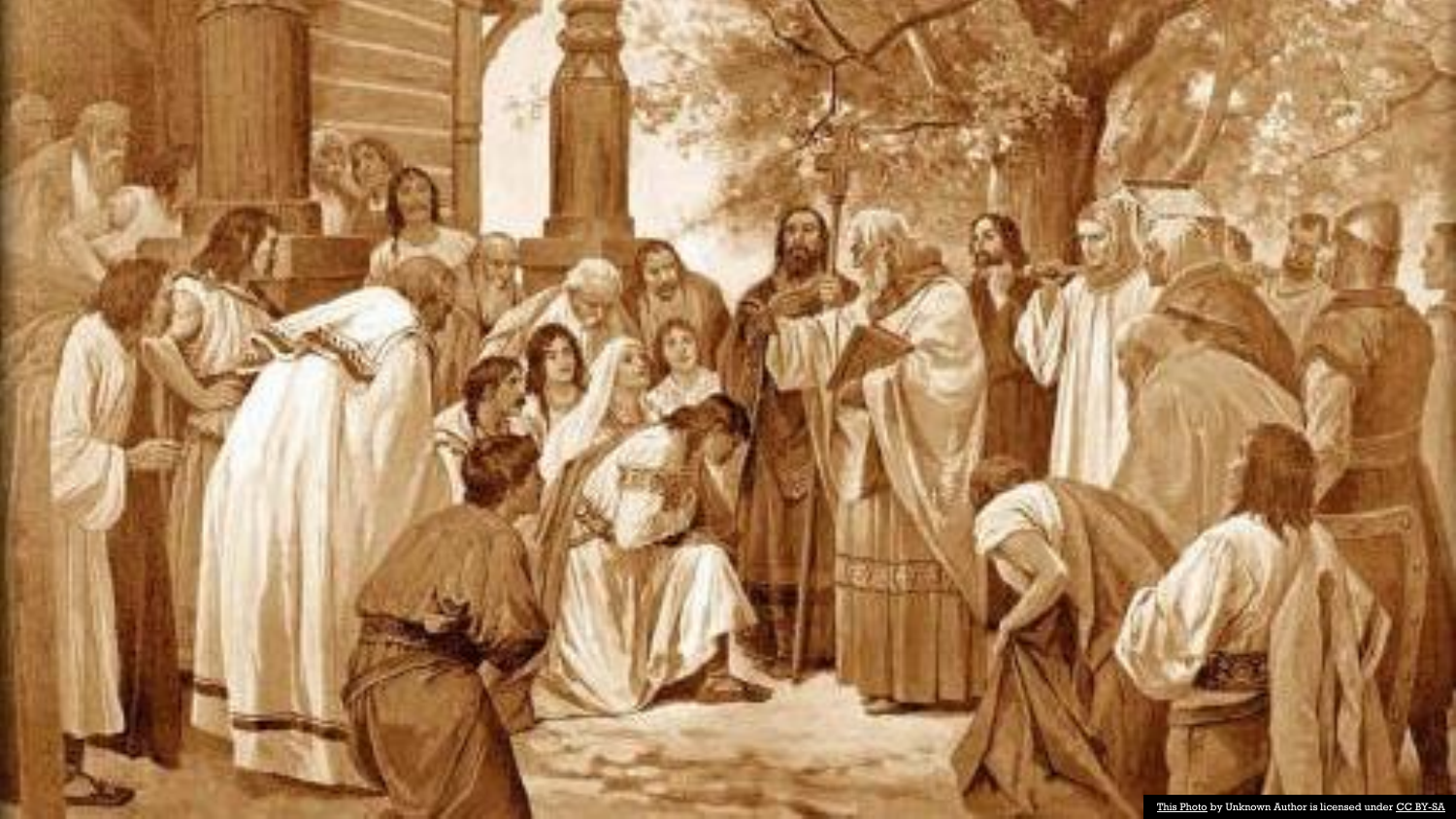This Photo by Unknown Author is licensed under CC BY-SA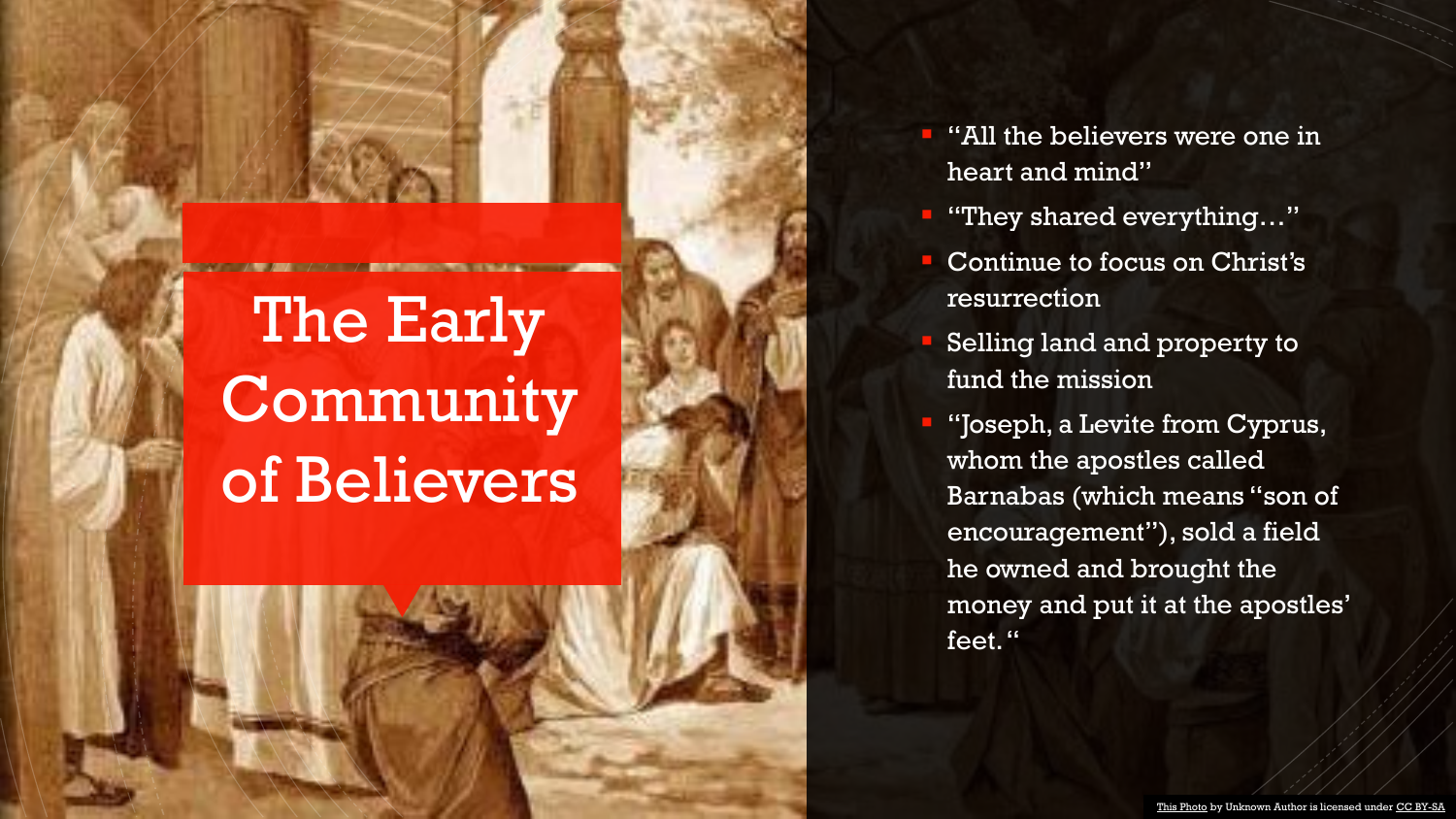# The Early Community of Believers

- "All the believers were one in heart and mind"
- "They shared everything…"
- Continue to focus on Christ's resurrection
- Selling land and property to fund the mission
- "Joseph, a Levite from Cyprus, whom the apostles called Barnabas (which means "son of encouragement"), sold a field he owned and brought the money and put it at the apostles' feet. "

This Photo by Unknown Author is licensed under CC BY-SA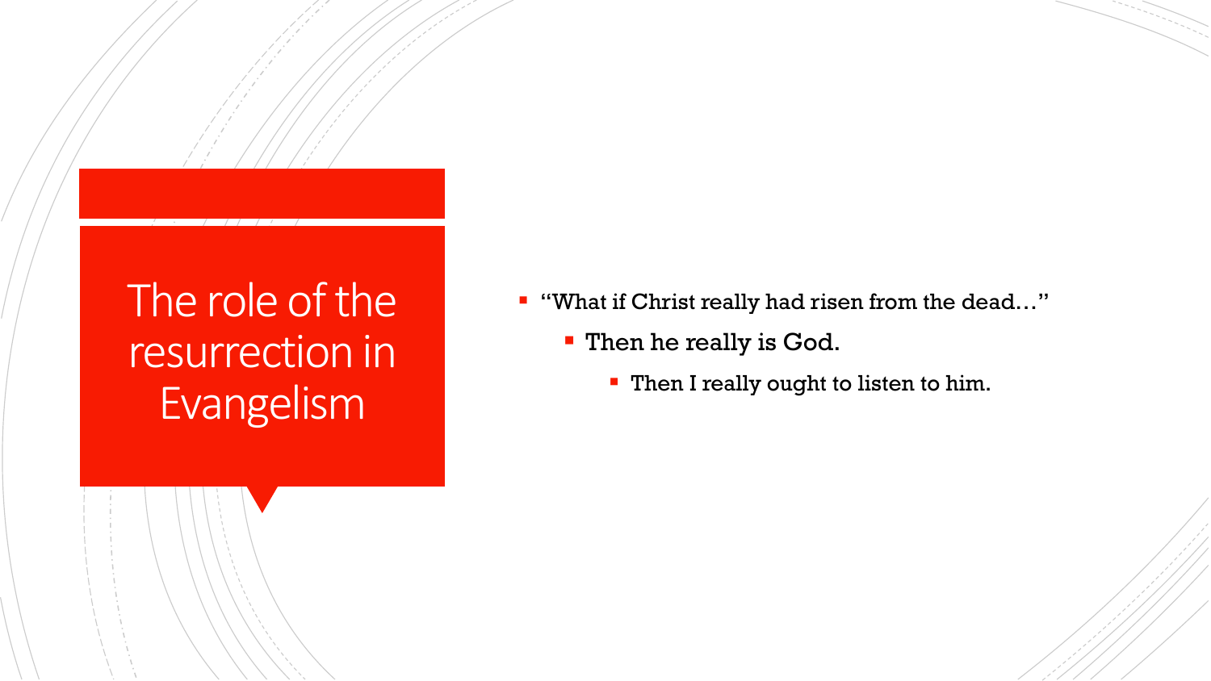# The role of the resurrection in Evangelism

- "What if Christ really had risen from the dead…"
  - Then he really is God.
    - Then I really ought to listen to him.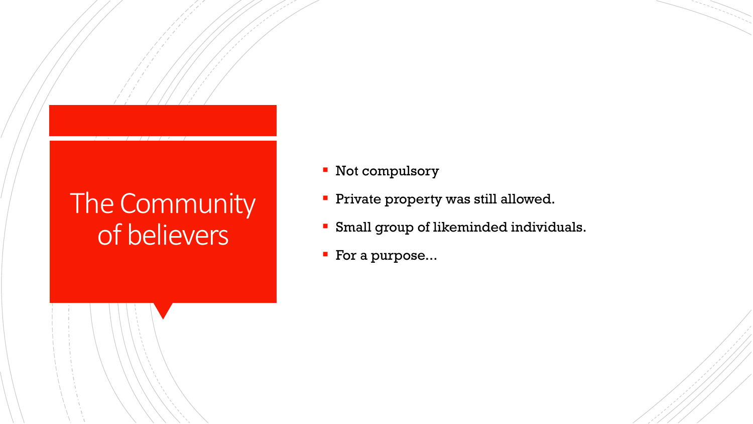# The Community of believers

- Not compulsory
- Private property was still allowed.
- Small group of likeminded individuals.
- For a purpose…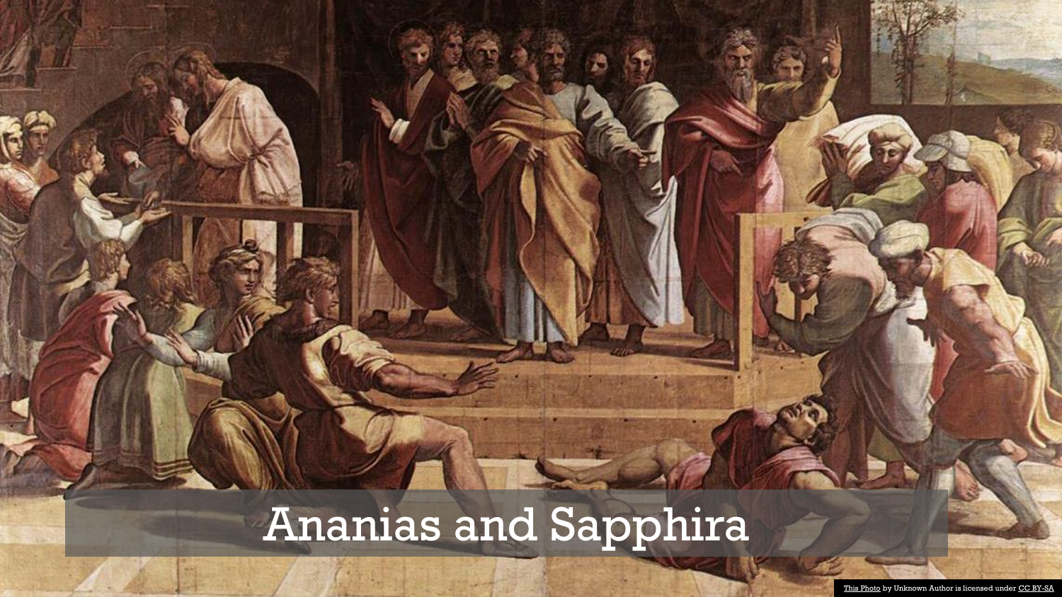# Ananias and Sapphira

This Photo by Unknown Author is licensed under CC BY-SA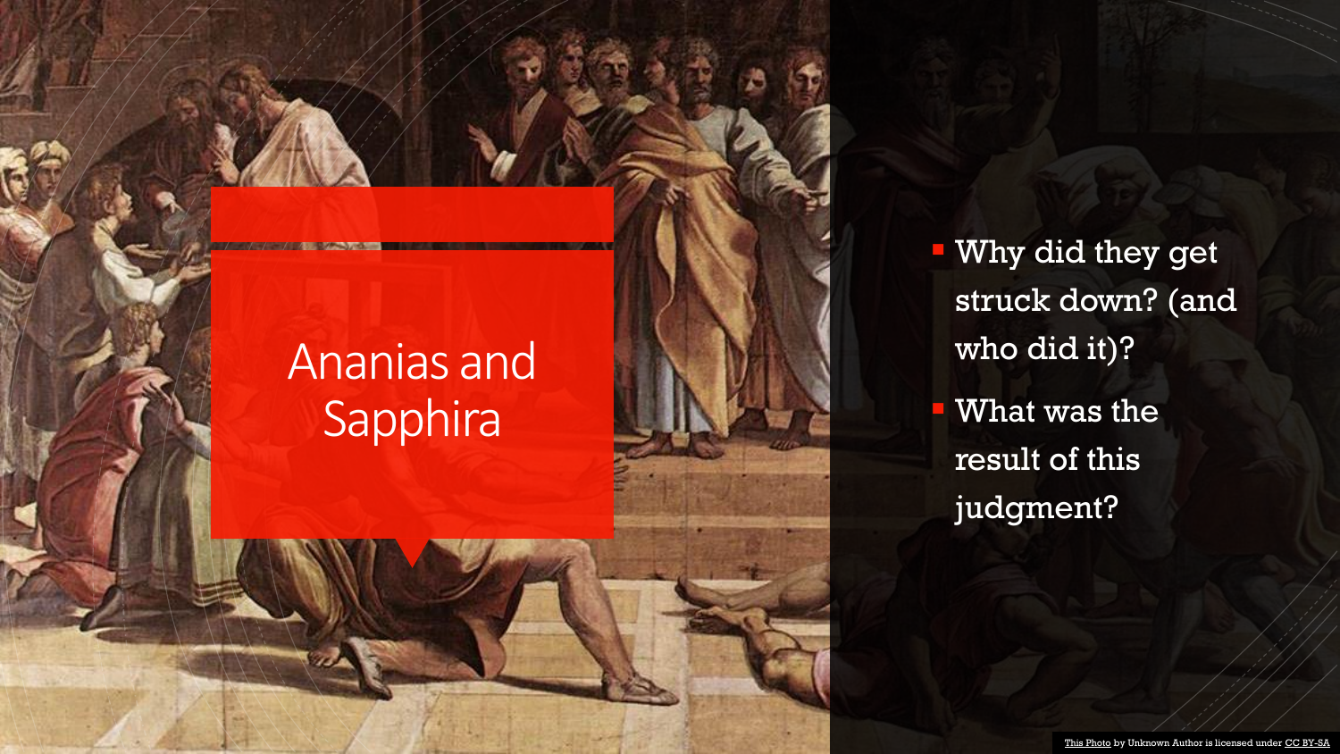# Ananias and Sapphira

- Why did they get struck down? (and who did it)?
- What was the result of this judgment?

This Photo by Unknown Author is licensed under CC BY-SA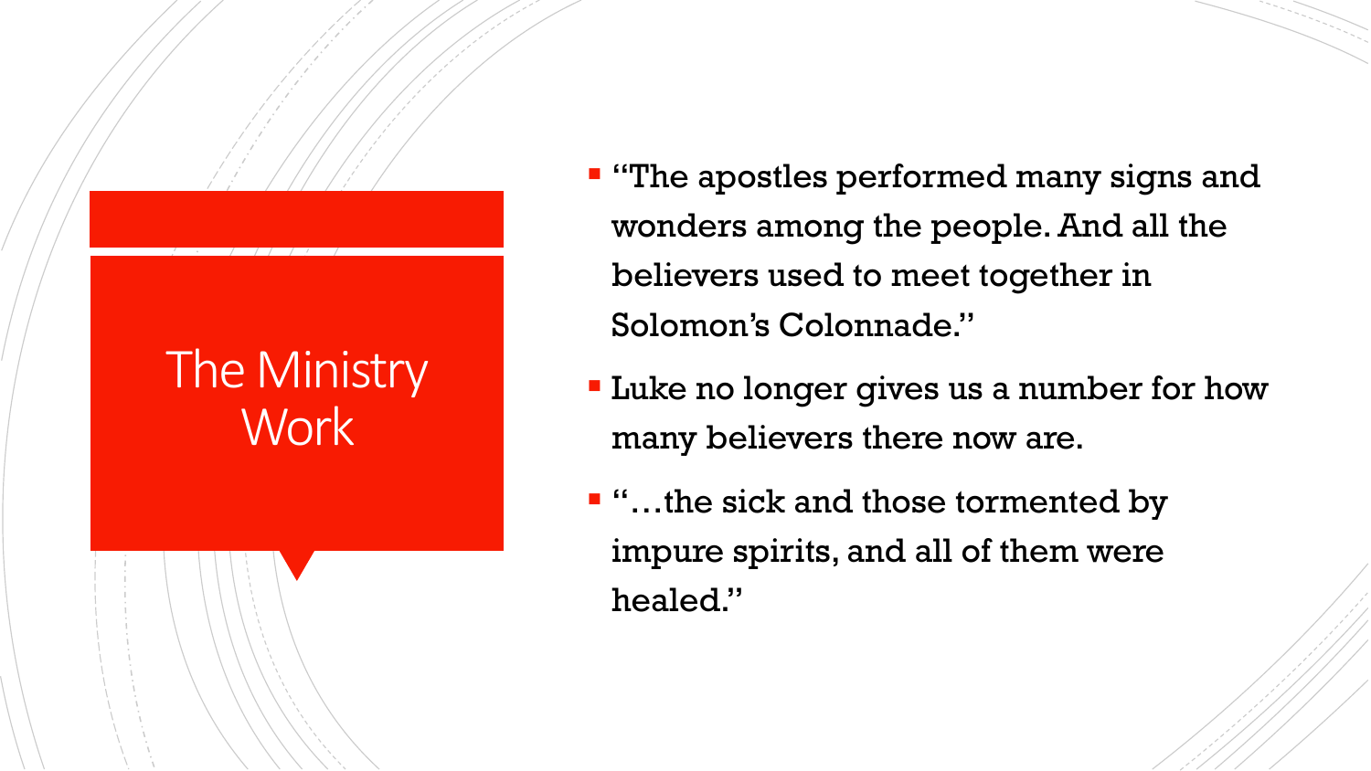# The Ministry Work

- "The apostles performed many signs and wonders among the people. And all the believers used to meet together in Solomon's Colonnade."
- Luke no longer gives us a number for how many believers there now are.
- "…the sick and those tormented by impure spirits, and all of them were healed."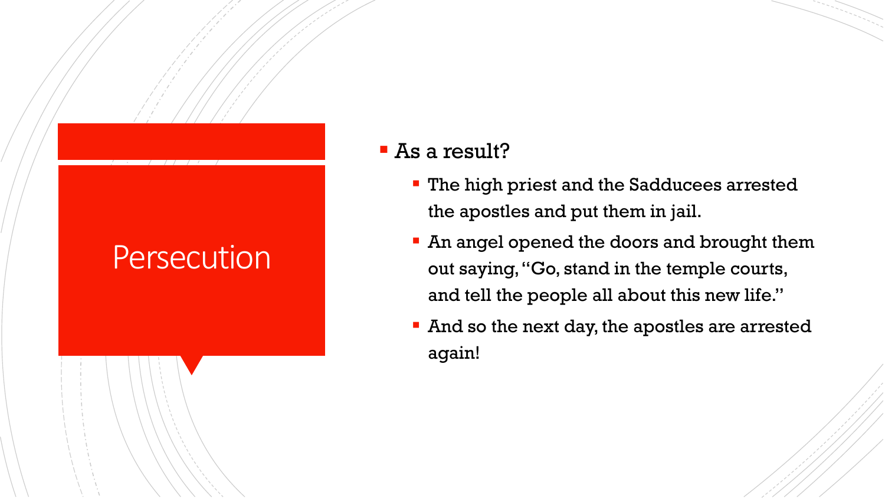# Persecution

- As a result?
  - The high priest and the Sadducees arrested the apostles and put them in jail.
  - An angel opened the doors and brought them out saying, "Go, stand in the temple courts, and tell the people all about this new life."
  - And so the next day, the apostles are arrested again!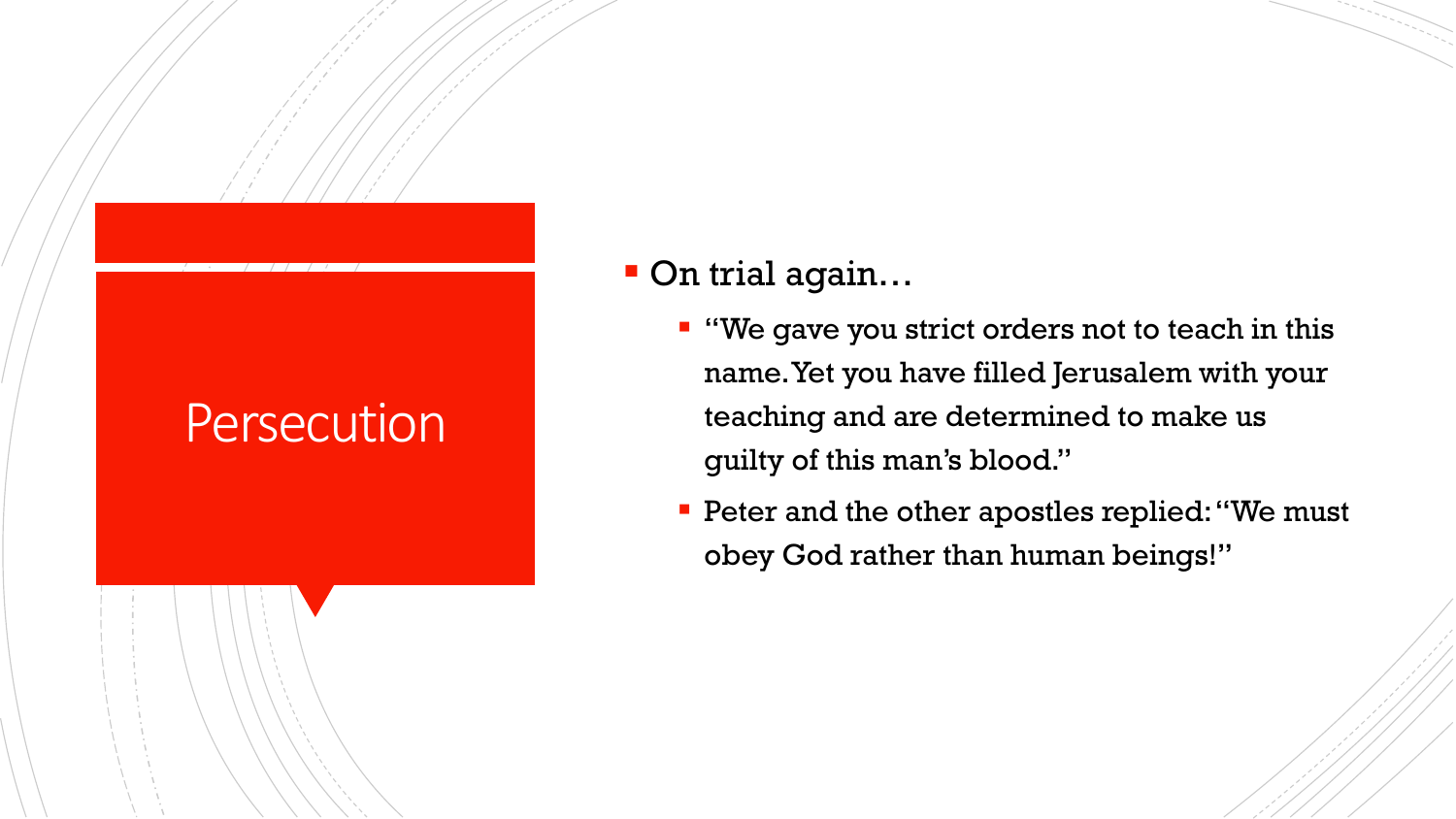# Persecution

- On trial again…
  - "We gave you strict orders not to teach in this name. Yet you have filled Jerusalem with your teaching and are determined to make us guilty of this man's blood."
  - Peter and the other apostles replied: "We must obey God rather than human beings!"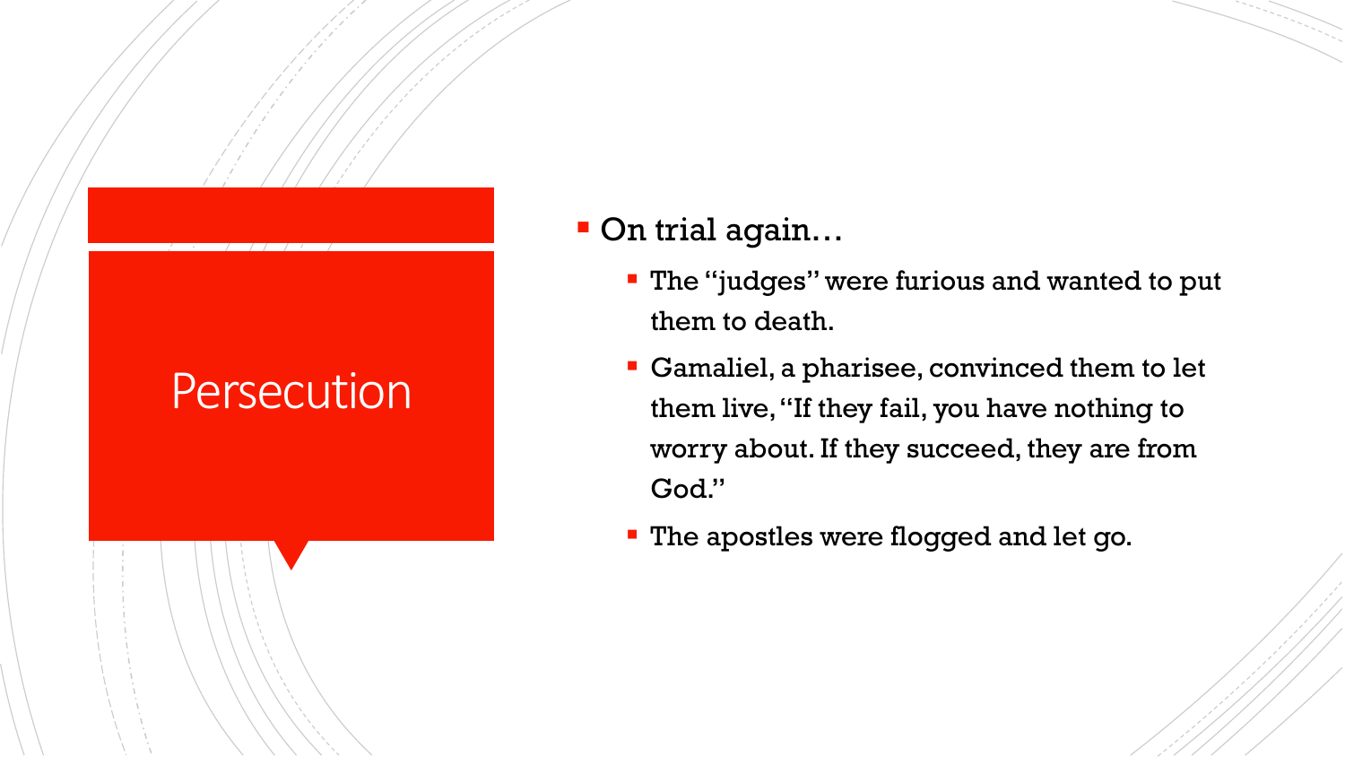# Persecution

- On trial again…
  - The “judges” were furious and wanted to put them to death.
  - Gamaliel, a pharisee, convinced them to let them live, “If they fail, you have nothing to worry about. If they succeed, they are from God.”
  - The apostles were flogged and let go.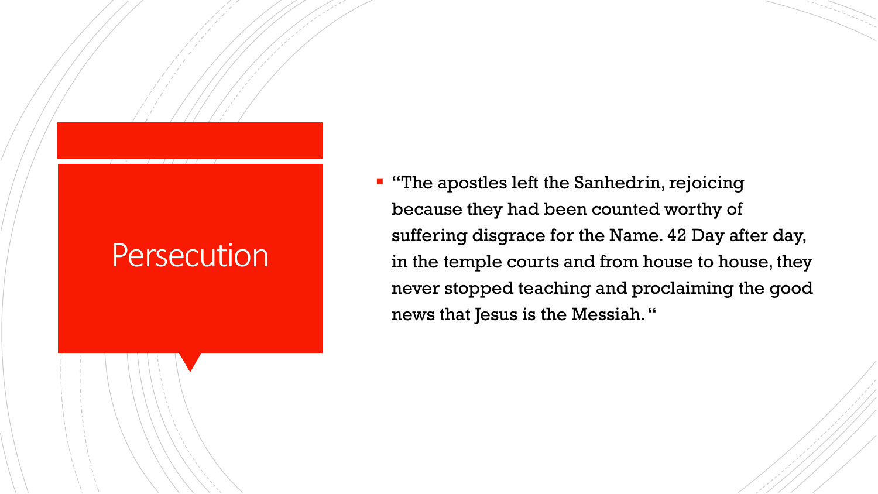# Persecution

- "The apostles left the Sanhedrin, rejoicing because they had been counted worthy of suffering disgrace for the Name. 42 Day after day, in the temple courts and from house to house, they never stopped teaching and proclaiming the good news that Jesus is the Messiah. "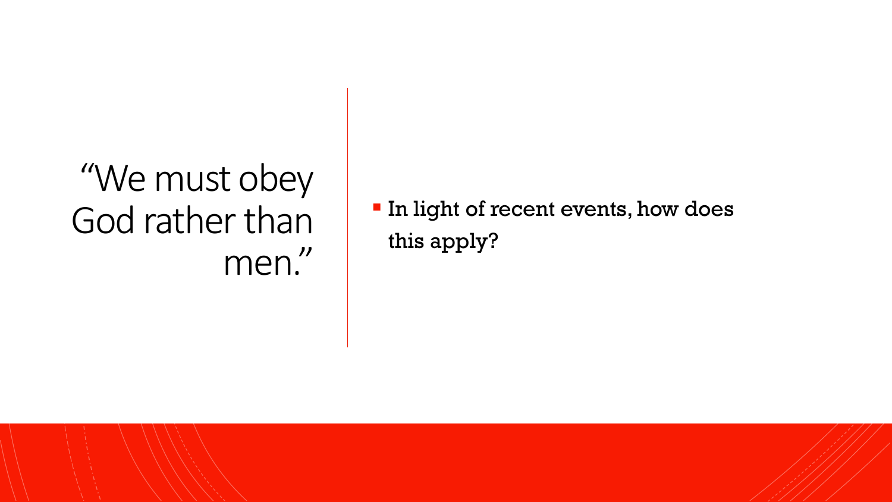# "We must obey God rather than men."

- In light of recent events, how does this apply?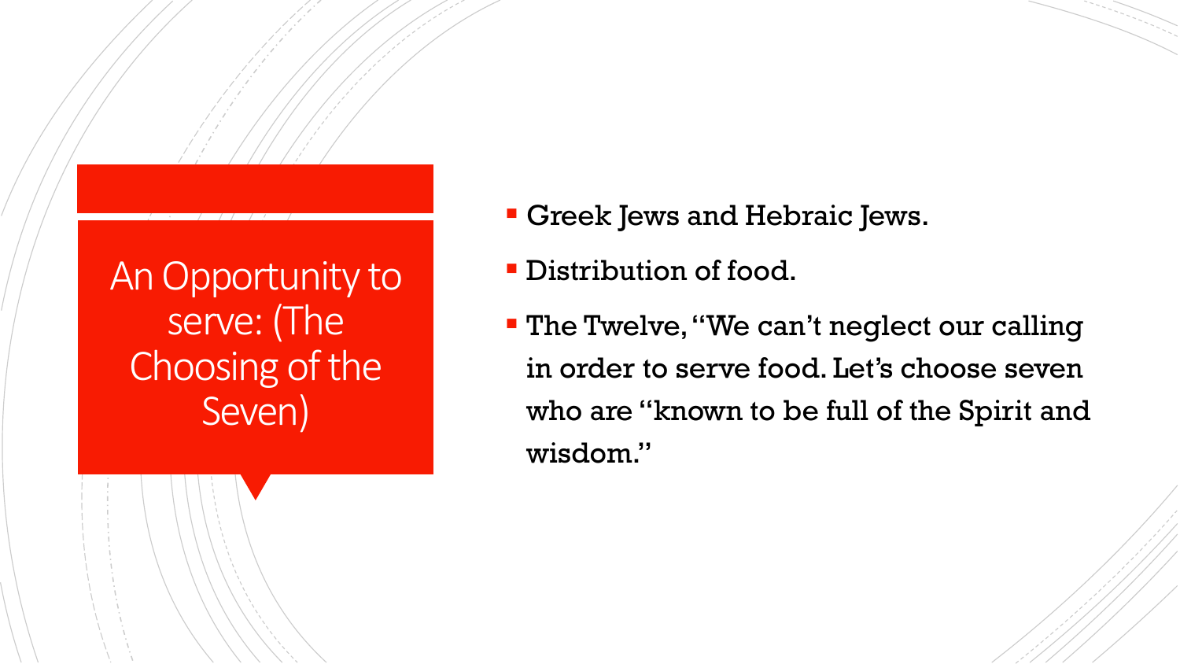# An Opportunity to serve: (The Choosing of the Seven)

- Greek Jews and Hebraic Jews.
- Distribution of food.
- The Twelve, "We can't neglect our calling in order to serve food. Let's choose seven who are "known to be full of the Spirit and wisdom."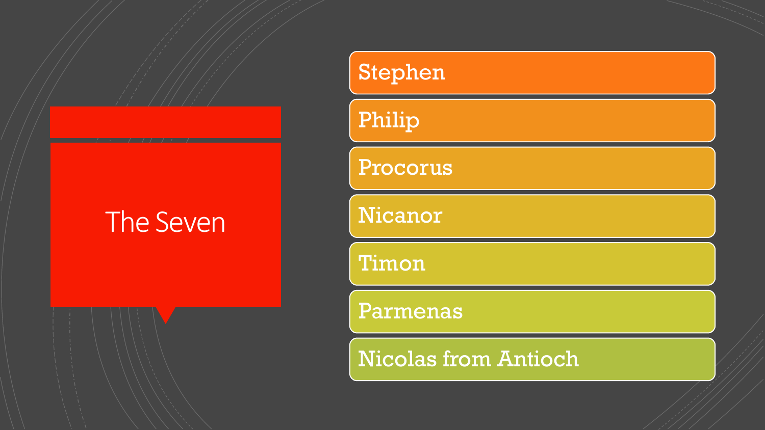# The Seven

- Stephen
- Philip
- Procorus
- Nicanor
- Timon
- Parmenas
- Nicolas from Antioch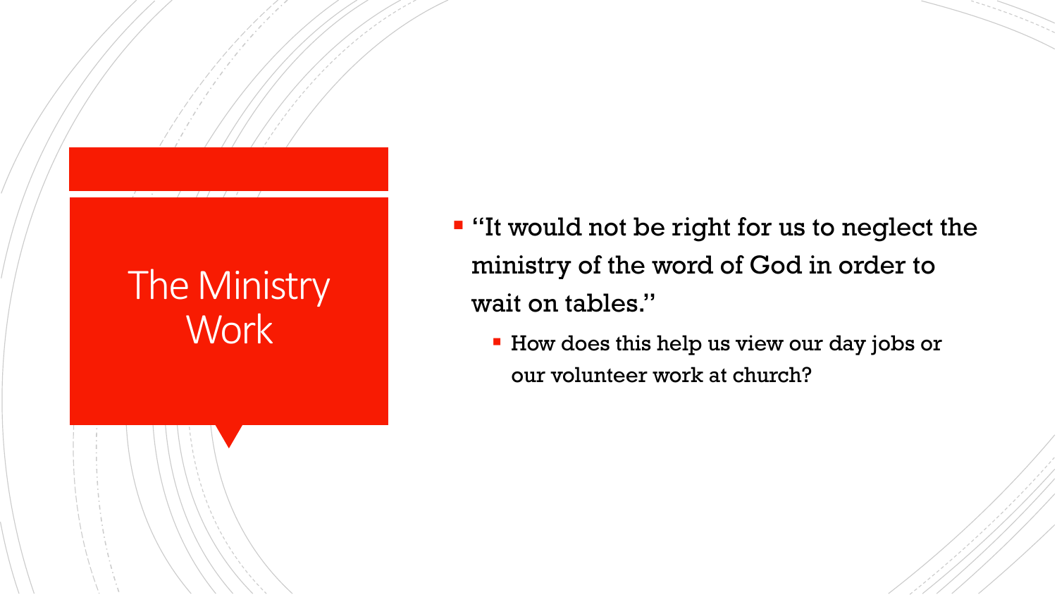# The Ministry Work

- "It would not be right for us to neglect the ministry of the word of God in order to wait on tables."
  - How does this help us view our day jobs or our volunteer work at church?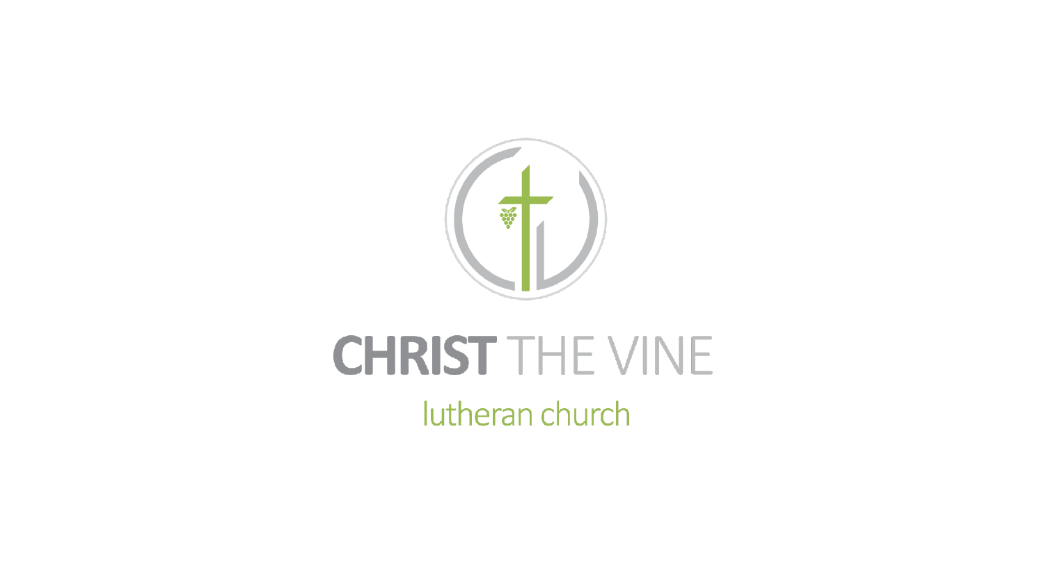CHRIST THE VINE

lutheran church